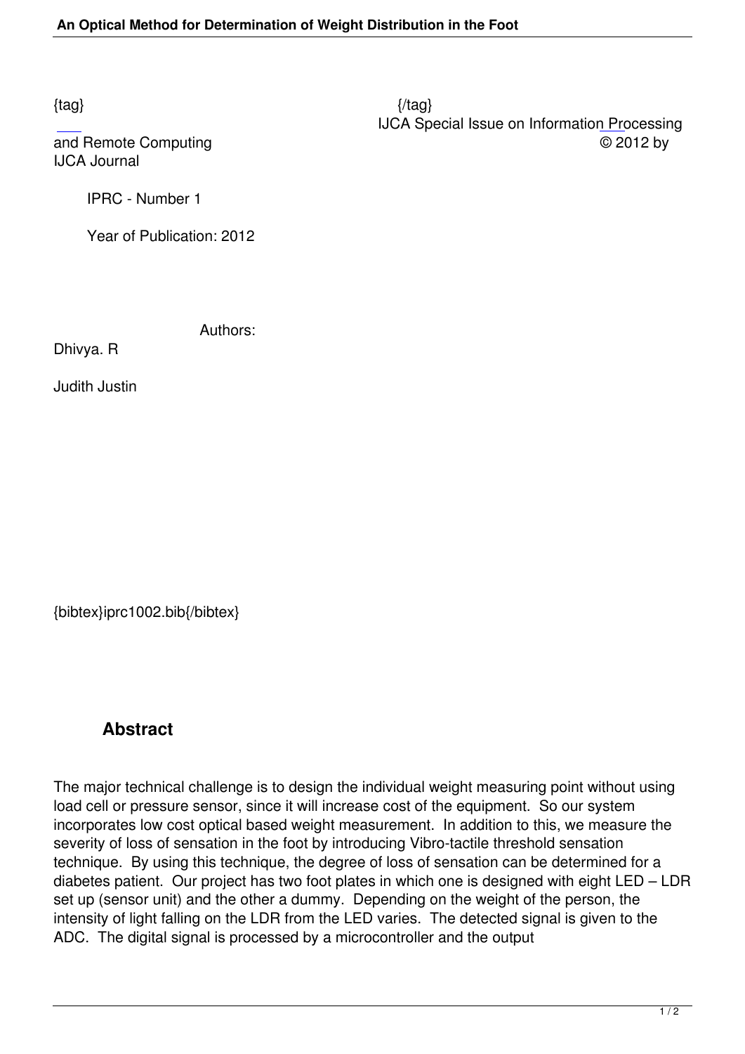{tag} {/tag}

IJCA Special Issue on Information Processing and Remote Computing © 2012 by IJCA Journal

IPRC - Number 1

Year of Publication: 2012

Authors:

Dhivya. R

Judith Justin

{bibtex}iprc1002.bib{/bibtex}

## Abstract

The major technical challenge is to design the individual weight measuring point without using load cell or pressure sensor, since it will increase cost of the equipment. So our system incorporates low cost optical based weight measurement. In addition to this, we measure the severity of loss of sensation in the foot by introducing Vibro-tactile threshold sensation technique. By using this technique, the degree of loss of sensation can be determined for a diabetes patient. Our project has two foot plates in which one is designed with eight LED – LDR set up (sensor unit) and the other a dummy. Depending on the weight of the person, the intensity of light falling on the LDR from the LED varies. The detected signal is given to the ADC. The digital signal is processed by a microcontroller and the output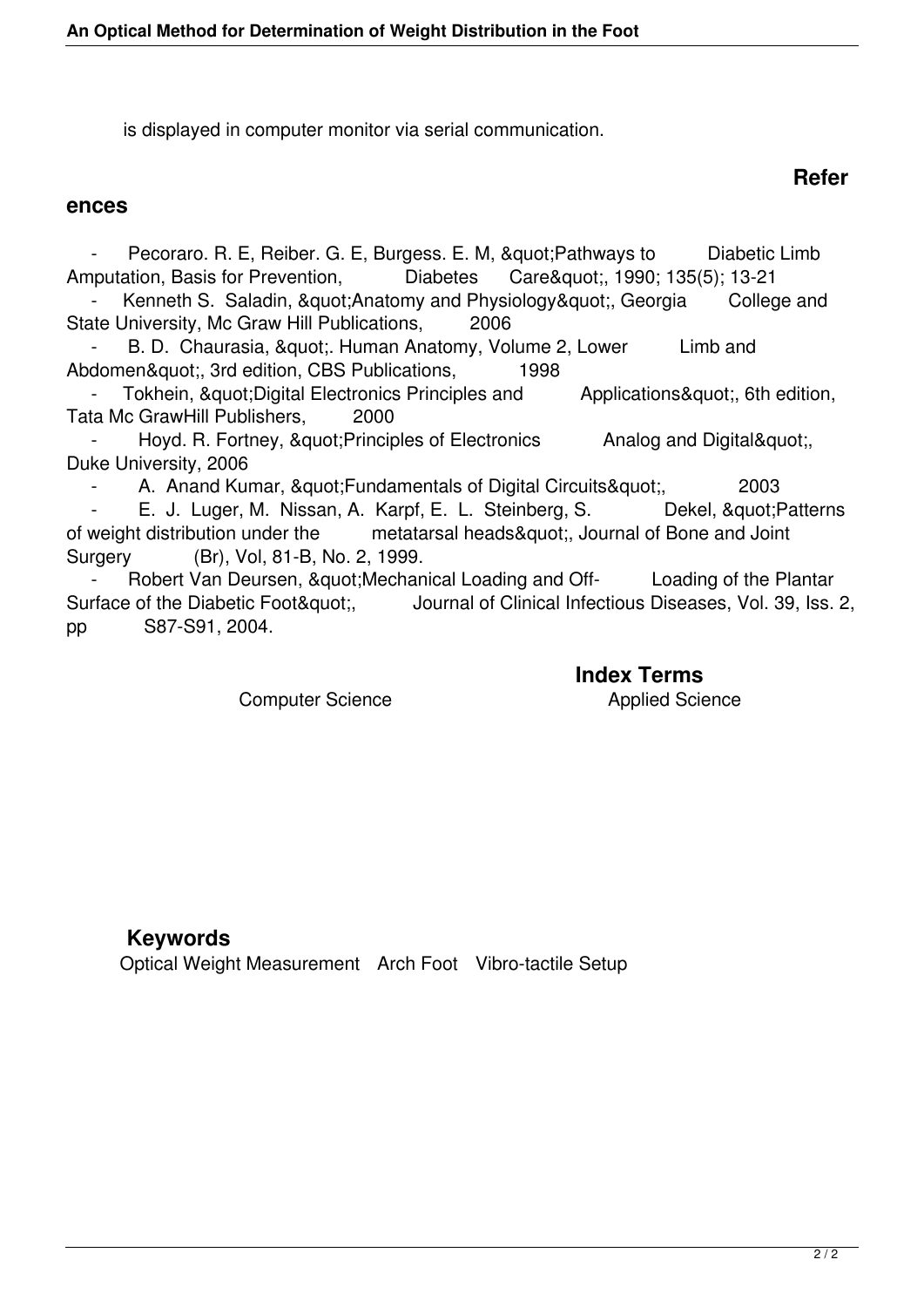is displayed in computer monitor via serial communication.

## References

- Pecoraro. R. E, Reiber. G. E, Burgess. E. M, &quot;Pathways to Diabetic Limb Amputation, Basis for Prevention, Diabetes Care&quot;, 1990; 135(5); 13-21
- Kenneth S. Saladin, &quot;Anatomy and Physiology&quot;, Georgia College and State University, Mc Graw Hill Publications, 2006
- B. D. Chaurasia, &quot;. Human Anatomy, Volume 2, Lower Limb and Abdomen&quot;, 3rd edition, CBS Publications, 1998
- Tokhein, &quot;Digital Electronics Principles and Applications&quot;, 6th edition, Tata Mc GrawHill Publishers, 2000
- Hoyd. R. Fortney, &quot;Principles of Electronics Analog and Digital&quot;, Duke University, 2006
- A. Anand Kumar, &quot;Fundamentals of Digital Circuits&quot;, 2003
- E. J. Luger, M. Nissan, A. Karpf, E. L. Steinberg, S. Dekel, &quot;Patterns of weight distribution under the metatarsal heads&quot;, Journal of Bone and Joint Surgery (Br), Vol, 81-B, No. 2, 1999.
- Robert Van Deursen, &quot;Mechanical Loading and Off- Loading of the Plantar Surface of the Diabetic Foot&quot;, Journal of Clinical Infectious Diseases, Vol. 39, Iss. 2, pp S87-S91, 2004.

## Index Terms

Computer Science Applied Science

## Keywords

Optical Weight Measurement Arch Foot Vibro-tactile Setup